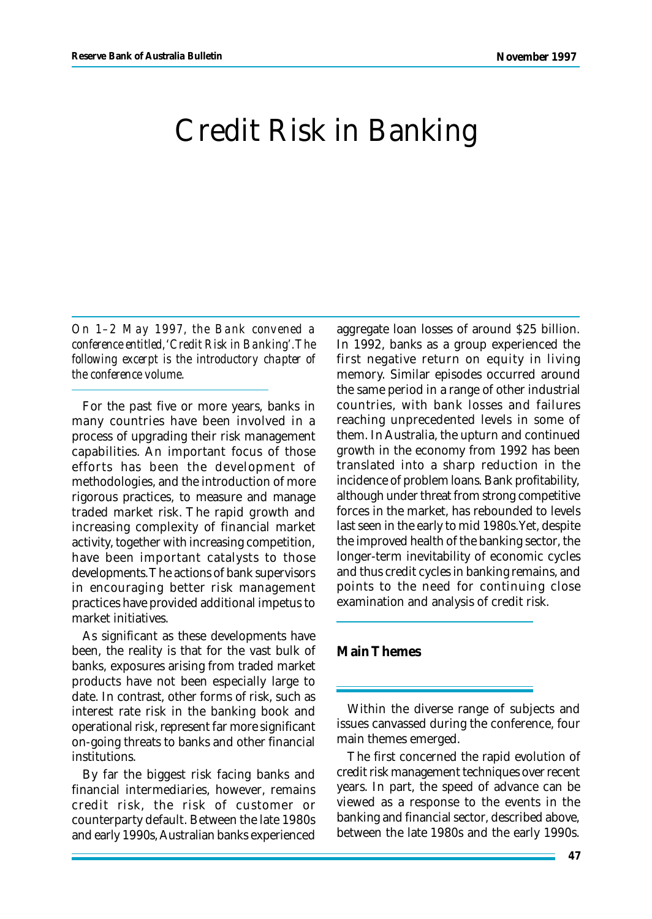# Credit Risk in Banking

*On 1–2 May 1997, the Bank convened a conference entitled, 'Credit Risk in Banking'. The following excerpt is the introductory chapter of the conference volume.*

For the past five or more years, banks in many countries have been involved in a process of upgrading their risk management capabilities. An important focus of those efforts has been the development of methodologies, and the introduction of more rigorous practices, to measure and manage traded market risk. The rapid growth and increasing complexity of financial market activity, together with increasing competition, have been important catalysts to those developments. The actions of bank supervisors in encouraging better risk management practices have provided additional impetus to market initiatives.

As significant as these developments have been, the reality is that for the vast bulk of banks, exposures arising from traded market products have not been especially large to date. In contrast, other forms of risk, such as interest rate risk in the banking book and operational risk, represent far more significant on-going threats to banks and other financial institutions.

By far the biggest risk facing banks and financial intermediaries, however, remains credit risk, the risk of customer or counterparty default. Between the late 1980s and early 1990s, Australian banks experienced aggregate loan losses of around $25 billion. In 1992, banks as a group experienced the first negative return on equity in living memory. Similar episodes occurred around the same period in a range of other industrial countries, with bank losses and failures reaching unprecedented levels in some of them. In Australia, the upturn and continued growth in the economy from 1992 has been translated into a sharp reduction in the incidence of problem loans. Bank profitability, although under threat from strong competitive forces in the market, has rebounded to levels last seen in the early to mid 1980s. Yet, despite the improved health of the banking sector, the longer-term inevitability of economic cycles and thus credit cycles in banking remains, and points to the need for continuing close examination and analysis of credit risk.

## Main Themes

Within the diverse range of subjects and issues canvassed during the conference, four main themes emerged.

The first concerned the rapid evolution of credit risk management techniques over recent years. In part, the speed of advance can be viewed as a response to the events in the banking and financial sector, described above, between the late 1980s and the early 1990s.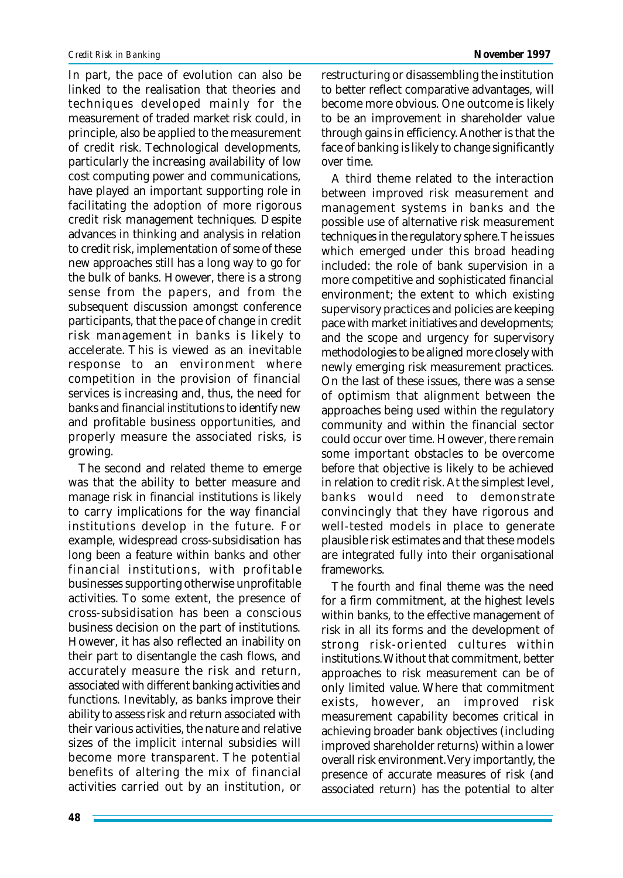In part, the pace of evolution can also be linked to the realisation that theories and techniques developed mainly for the measurement of traded market risk could, in principle, also be applied to the measurement of credit risk. Technological developments, particularly the increasing availability of low cost computing power and communications, have played an important supporting role in facilitating the adoption of more rigorous credit risk management techniques. Despite advances in thinking and analysis in relation to credit risk, implementation of some of these new approaches still has a long way to go for the bulk of banks. However, there is a strong sense from the papers, and from the subsequent discussion amongst conference participants, that the pace of change in credit risk management in banks is likely to accelerate. This is viewed as an inevitable response to an environment where competition in the provision of financial services is increasing and, thus, the need for banks and financial institutions to identify new and profitable business opportunities, and properly measure the associated risks, is growing.

The second and related theme to emerge was that the ability to better measure and manage risk in financial institutions is likely to carry implications for the way financial institutions develop in the future. For example, widespread cross-subsidisation has long been a feature within banks and other financial institutions, with profitable businesses supporting otherwise unprofitable activities. To some extent, the presence of cross-subsidisation has been a conscious business decision on the part of institutions. However, it has also reflected an inability on their part to disentangle the cash flows, and accurately measure the risk and return, associated with different banking activities and functions. Inevitably, as banks improve their ability to assess risk and return associated with their various activities, the nature and relative sizes of the implicit internal subsidies will become more transparent. The potential benefits of altering the mix of financial activities carried out by an institution, or restructuring or disassembling the institution to better reflect comparative advantages, will become more obvious. One outcome is likely to be an improvement in shareholder value through gains in efficiency. Another is that the face of banking is likely to change significantly over time.

A third theme related to the interaction between improved risk measurement and management systems in banks and the possible use of alternative risk measurement techniques in the regulatory sphere. The issues which emerged under this broad heading included: the role of bank supervision in a more competitive and sophisticated financial environment; the extent to which existing supervisory practices and policies are keeping pace with market initiatives and developments; and the scope and urgency for supervisory methodologies to be aligned more closely with newly emerging risk measurement practices. On the last of these issues, there was a sense of optimism that alignment between the approaches being used within the regulatory community and within the financial sector could occur over time. However, there remain some important obstacles to be overcome before that objective is likely to be achieved in relation to credit risk. At the simplest level, banks would need to demonstrate convincingly that they have rigorous and well-tested models in place to generate plausible risk estimates and that these models are integrated fully into their organisational frameworks.

The fourth and final theme was the need for a firm commitment, at the highest levels within banks, to the effective management of risk in all its forms and the development of strong risk-oriented cultures within institutions. Without that commitment, better approaches to risk measurement can be of only limited value. Where that commitment exists, however, an improved risk measurement capability becomes critical in achieving broader bank objectives (including improved shareholder returns) within a lower overall risk environment. Very importantly, the presence of accurate measures of risk (and associated return) has the potential to alter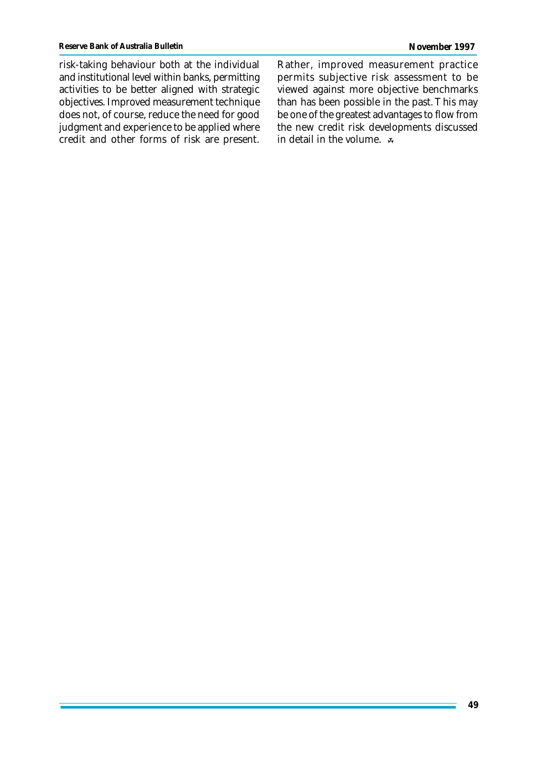risk-taking behaviour both at the individual and institutional level within banks, permitting activities to be better aligned with strategic objectives. Improved measurement technique does not, of course, reduce the need for good judgment and experience to be applied where credit and other forms of risk are present. Rather, improved measurement practice permits subjective risk assessment to be viewed against more objective benchmarks than has been possible in the past. This may be one of the greatest advantages to flow from the new credit risk developments discussed in detail in the volume.